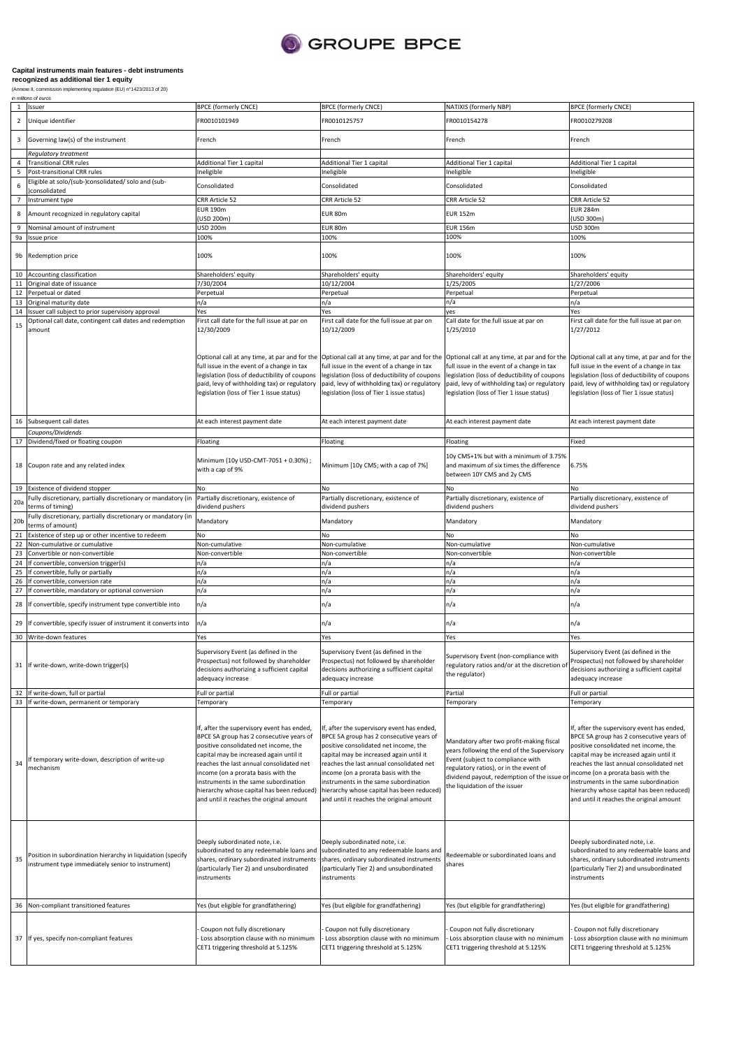GROUPE BPCE

**Capital instruments main features - debt instruments recognized as additional tier 1 equity**

(Annexe II, commission implementing regulation (EU) n°1423/2013 of 20)

*in millions of euros*

| | | | | | |
|---|---|---|---|---|---|
| 1 | Issuer | BPCE (formerly CNCE) | BPCE (formerly CNCE) | NATIXIS (formerly NBP) | BPCE (formerly CNCE) |
| 2 | Unique identifier | FR0010101949 | FR0010125757 | FR0010154278 | FR0010279208 |
| 3 | Governing law(s) of the instrument | French | French | French | French |
| | *Regulatory treatment* | | | | |
| 4 | Transitional CRR rules | Additional Tier 1 capital | Additional Tier 1 capital | Additional Tier 1 capital | Additional Tier 1 capital |
| 5 | Post-transitional CRR rules | Ineligible | Ineligible | Ineligible | Ineligible |
| 6 | Eligible at solo/(sub-)consolidated/ solo and (sub-)consolidated | Consolidated | Consolidated | Consolidated | Consolidated |
| 7 | Instrument type | CRR Article 52 | CRR Article 52 | CRR Article 52 | CRR Article 52 |
| 8 | Amount recognized in regulatory capital | EUR 190m (USD 200m) | EUR 80m | EUR 152m | EUR 284m (USD 300m) |
| 9 | Nominal amount of instrument | USD 200m | EUR 80m | EUR 156m | USD 300m |
| 9a | Issue price | 100% | 100% | 100% | 100% |
| 9b | Redemption price | 100% | 100% | 100% | 100% |
| 10 | Accounting classification | Shareholders' equity | Shareholders' equity | Shareholders' equity | Shareholders' equity |
| 11 | Original date of issuance | 7/30/2004 | 10/12/2004 | 1/25/2005 | 1/27/2006 |
| 12 | Perpetual or dated | Perpetual | Perpetual | Perpetual | Perpetual |
| 13 | Original maturity date | n/a | n/a | n/a | n/a |
| 14 | Issuer call subject to prior supervisory approval | Yes | Yes | yes | Yes |
| 15 | Optional call date, contingent call dates and redemption amount | First call date for the full issue at par on 12/30/2009<br><br>Optional call at any time, at par and for the full issue in the event of a change in tax legislation (loss of deductibility of coupons paid, levy of withholding tax) or regulatory legislation (loss of Tier 1 issue status) | First call date for the full issue at par on 10/12/2009<br><br>Optional call at any time, at par and for the full issue in the event of a change in tax legislation (loss of deductibility of coupons paid, levy of withholding tax) or regulatory legislation (loss of Tier 1 issue status) | Call date for the full issue at par on 1/25/2010<br><br>Optional call at any time, at par and for the full issue in the event of a change in tax legislation (loss of deductibility of coupons paid, levy of withholding tax) or regulatory legislation (loss of Tier 1 issue status) | First call date for the full issue at par on 1/27/2012<br><br>Optional call at any time, at par and for the full issue in the event of a change in tax legislation (loss of deductibility of coupons paid, levy of withholding tax) or regulatory legislation (loss of Tier 1 issue status) |
| 16 | Subsequent call dates | At each interest payment date | At each interest payment date | At each interest payment date | At each interest payment date |
| | *Coupons/Dividends* | | | | |
| 17 | Dividend/fixed or floating coupon | Floating | Floating | Floating | Fixed |
| 18 | Coupon rate and any related index | Minimum (10y USD-CMT-7051 + 0.30%) ; with a cap of 9% | Minimum [10y CMS; with a cap of 7%] | 10y CMS+1% but with a minimum of 3.75% and maximum of six times the difference between 10Y CMS and 2y CMS | 6.75% |
| 19 | Existence of dividend stopper | No | No | No | No |
| 20a | Fully discretionary, partially discretionary or mandatory (in terms of timing) | Partially discretionary, existence of dividend pushers | Partially discretionary, existence of dividend pushers | Partially discretionary, existence of dividend pushers | Partially discretionary, existence of dividend pushers |
| 20b | Fully discretionary, partially discretionary or mandatory (in terms of amount) | Mandatory | Mandatory | Mandatory | Mandatory |
| 21 | Existence of step up or other incentive to redeem | No | No | No | No |
| 22 | Non-cumulative or cumulative | Non-cumulative | Non-cumulative | Non-cumulative | Non-cumulative |
| 23 | Convertible or non-convertible | Non-convertible | Non-convertible | Non-convertible | Non-convertible |
| 24 | If convertible, conversion trigger(s) | n/a | n/a | n/a | n/a |
| 25 | If convertible, fully or partially | n/a | n/a | n/a | n/a |
| 26 | If convertible, conversion rate | n/a | n/a | n/a | n/a |
| 27 | If convertible, mandatory or optional conversion | n/a | n/a | n/a | n/a |
| 28 | If convertible, specify instrument type convertible into | n/a | n/a | n/a | n/a |
| 29 | If convertible, specify issuer of instrument it converts into | n/a | n/a | n/a | n/a |
| 30 | Write-down features | Yes | Yes | Yes | Yes |
| 31 | If write-down, write-down trigger(s) | Supervisory Event (as defined in the Prospectus) not followed by shareholder decisions authorizing a sufficient capital adequacy increase | Supervisory Event (as defined in the Prospectus) not followed by shareholder decisions authorizing a sufficient capital adequacy increase | Supervisory Event (non-compliance with regulatory ratios and/or at the discretion of the regulator) | Supervisory Event (as defined in the Prospectus) not followed by shareholder decisions authorizing a sufficient capital adequacy increase |
| 32 | If write-down, full or partial | Full or partial | Full or partial | Partial | Full or partial |
| 33 | If write-down, permanent or temporary | Temporary | Temporary | Temporary | Temporary |
| 34 | If temporary write-down, description of write-up mechanism | If, after the supervisory event has ended, BPCE SA group has 2 consecutive years of positive consolidated net income, the capital may be increased again until it reaches the last annual consolidated net income (on a prorata basis with the instruments in the same subordination hierarchy whose capital has been reduced) and until it reaches the original amount | If, after the supervisory event has ended, BPCE SA group has 2 consecutive years of positive consolidated net income, the capital may be increased again until it reaches the last annual consolidated net income (on a prorata basis with the instruments in the same subordination hierarchy whose capital has been reduced) and until it reaches the original amount | Mandatory after two profit-making fiscal years following the end of the Supervisory Event (subject to compliance with regulatory ratios), or in the event of dividend payout, redemption of the issue or the liquidation of the issuer | If, after the supervisory event has ended, BPCE SA group has 2 consecutive years of positive consolidated net income, the capital may be increased again until it reaches the last annual consolidated net income (on a prorata basis with the instruments in the same subordination hierarchy whose capital has been reduced) and until it reaches the original amount |
| 35 | Position in subordination hierarchy in liquidation (specify instrument type immediately senior to instrument) | Deeply subordinated note, i.e. subordinated to any redeemable loans and shares, ordinary subordinated instruments (particularly Tier 2) and unsubordinated instruments | Deeply subordinated note, i.e. subordinated to any redeemable loans and shares, ordinary subordinated instruments (particularly Tier 2) and unsubordinated instruments | Redeemable or subordinated loans and shares | Deeply subordinated note, i.e. subordinated to any redeemable loans and shares, ordinary subordinated instruments (particularly Tier 2) and unsubordinated instruments |
| 36 | Non-compliant transitioned features | Yes (but eligible for grandfathering) | Yes (but eligible for grandfathering) | Yes (but eligible for grandfathering) | Yes (but eligible for grandfathering) |
| 37 | If yes, specify non-compliant features | - Coupon not fully discretionary<br>- Loss absorption clause with no minimum CET1 triggering threshold at 5.125% | - Coupon not fully discretionary<br>- Loss absorption clause with no minimum CET1 triggering threshold at 5.125% | - Coupon not fully discretionary<br>- Loss absorption clause with no minimum CET1 triggering threshold at 5.125% | - Coupon not fully discretionary<br>- Loss absorption clause with no minimum CET1 triggering threshold at 5.125% |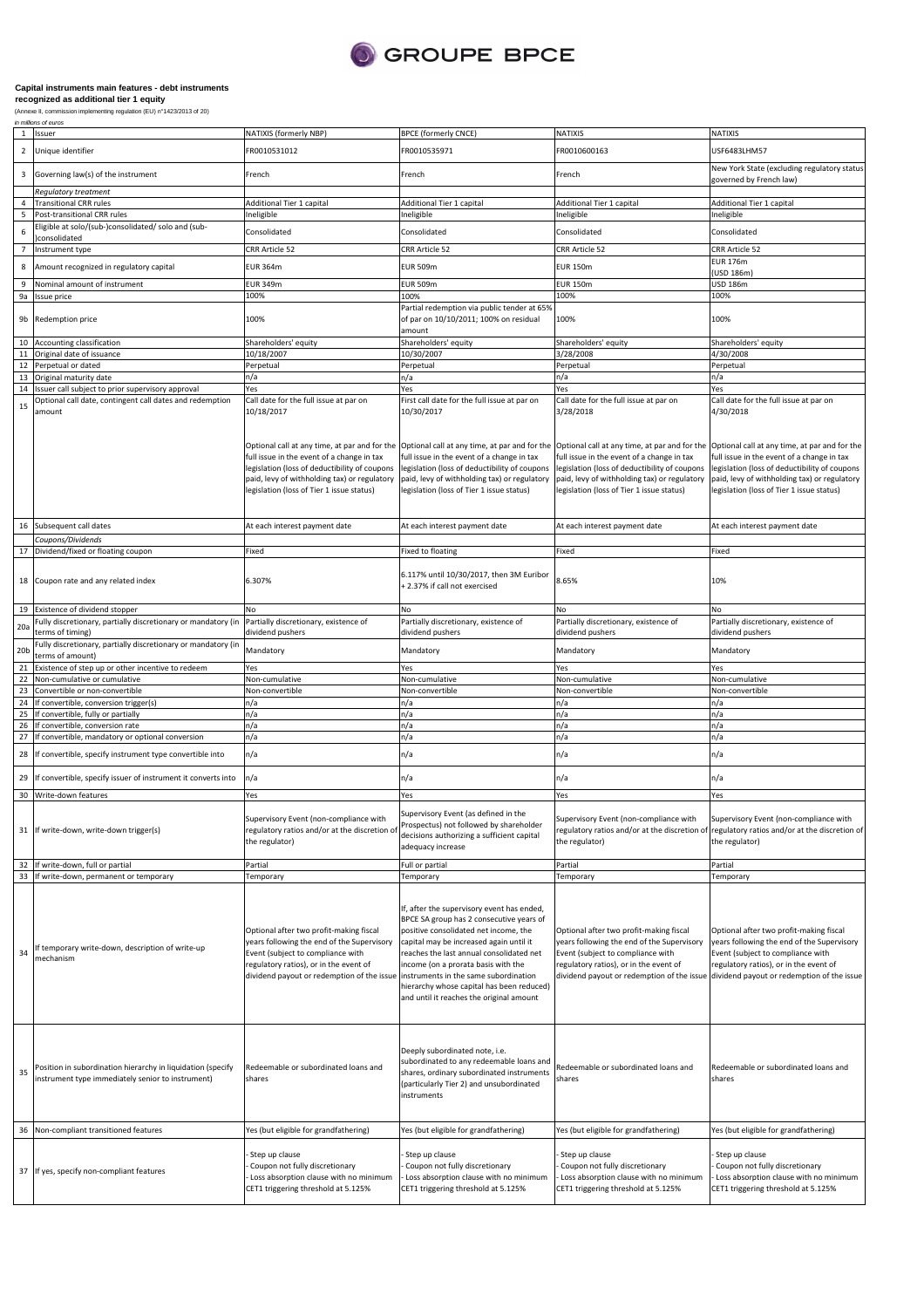**Capital instruments main features - debt instruments recognized as additional tier 1 equity**

(Annexe II, commission implementing regulation (EU) n°1423/2013 of 20)

*in millions of euros*

| | | | | | |
|---|---|---|---|---|---|
| 1 | Issuer | NATIXIS (formerly NBP) | BPCE (formerly CNCE) | NATIXIS | NATIXIS |
| 2 | Unique identifier | FR0010531012 | FR0010535971 | FR0010600163 | USF6483LHM57 |
| 3 | Governing law(s) of the instrument | French | French | French | New York State (excluding regulatory status governed by French law) |
| | *Regulatory treatment* | | | | |
| 4 | Transitional CRR rules | Additional Tier 1 capital | Additional Tier 1 capital | Additional Tier 1 capital | Additional Tier 1 capital |
| 5 | Post-transitional CRR rules | Ineligible | Ineligible | Ineligible | Ineligible |
| 6 | Eligible at solo/(sub-)consolidated/ solo and (sub-)consolidated | Consolidated | Consolidated | Consolidated | Consolidated |
| 7 | Instrument type | CRR Article 52 | CRR Article 52 | CRR Article 52 | CRR Article 52 |
| 8 | Amount recognized in regulatory capital | EUR 364m | EUR 509m | EUR 150m | EUR 176m (USD 186m) |
| 9 | Nominal amount of instrument | EUR 349m | EUR 509m | EUR 150m | USD 186m |
| 9a | Issue price | 100% | 100% | 100% | 100% |
| 9b | Redemption price | 100% | Partial redemption via public tender at 65% of par on 10/10/2011; 100% on residual amount | 100% | 100% |
| 10 | Accounting classification | Shareholders' equity | Shareholders' equity | Shareholders' equity | Shareholders' equity |
| 11 | Original date of issuance | 10/18/2007 | 10/30/2007 | 3/28/2008 | 4/30/2008 |
| 12 | Perpetual or dated | Perpetual | Perpetual | Perpetual | Perpetual |
| 13 | Original maturity date | n/a | n/a | n/a | n/a |
| 14 | Issuer call subject to prior supervisory approval | Yes | Yes | Yes | Yes |
| 15 | Optional call date, contingent call dates and redemption amount | Call date for the full issue at par on 10/18/2017<br><br>Optional call at any time, at par and for the full issue in the event of a change in tax legislation (loss of deductibility of coupons paid, levy of withholding tax) or regulatory legislation (loss of Tier 1 issue status) | First call date for the full issue at par on 10/30/2017<br><br>Optional call at any time, at par and for the full issue in the event of a change in tax legislation (loss of deductibility of coupons paid, levy of withholding tax) or regulatory legislation (loss of Tier 1 issue status) | Call date for the full issue at par on 3/28/2018<br><br>Optional call at any time, at par and for the full issue in the event of a change in tax legislation (loss of deductibility of coupons paid, levy of withholding tax) or regulatory legislation (loss of Tier 1 issue status) | Call date for the full issue at par on 4/30/2018<br><br>Optional call at any time, at par and for the full issue in the event of a change in tax legislation (loss of deductibility of coupons paid, levy of withholding tax) or regulatory legislation (loss of Tier 1 issue status) |
| 16 | Subsequent call dates | At each interest payment date | At each interest payment date | At each interest payment date | At each interest payment date |
| | *Coupons/Dividends* | | | | |
| 17 | Dividend/fixed or floating coupon | Fixed | Fixed to floating | Fixed | Fixed |
| 18 | Coupon rate and any related index | 6.307% | 6.117% until 10/30/2017, then 3M Euribor + 2.37% if call not exercised | 8.65% | 10% |
| 19 | Existence of dividend stopper | No | No | No | No |
| 20a | Fully discretionary, partially discretionary or mandatory (in terms of timing) | Partially discretionary, existence of dividend pushers | Partially discretionary, existence of dividend pushers | Partially discretionary, existence of dividend pushers | Partially discretionary, existence of dividend pushers |
| 20b | Fully discretionary, partially discretionary or mandatory (in terms of amount) | Mandatory | Mandatory | Mandatory | Mandatory |
| 21 | Existence of step up or other incentive to redeem | Yes | Yes | Yes | Yes |
| 22 | Non-cumulative or cumulative | Non-cumulative | Non-cumulative | Non-cumulative | Non-cumulative |
| 23 | Convertible or non-convertible | Non-convertible | Non-convertible | Non-convertible | Non-convertible |
| 24 | If convertible, conversion trigger(s) | n/a | n/a | n/a | n/a |
| 25 | If convertible, fully or partially | n/a | n/a | n/a | n/a |
| 26 | If convertible, conversion rate | n/a | n/a | n/a | n/a |
| 27 | If convertible, mandatory or optional conversion | n/a | n/a | n/a | n/a |
| 28 | If convertible, specify instrument type convertible into | n/a | n/a | n/a | n/a |
| 29 | If convertible, specify issuer of instrument it converts into | n/a | n/a | n/a | n/a |
| 30 | Write-down features | Yes | Yes | Yes | Yes |
| 31 | If write-down, write-down trigger(s) | Supervisory Event (non-compliance with regulatory ratios and/or at the discretion of the regulator) | Supervisory Event (as defined in the Prospectus) not followed by shareholder decisions authorizing a sufficient capital adequacy increase | Supervisory Event (non-compliance with regulatory ratios and/or at the discretion of the regulator) | Supervisory Event (non-compliance with regulatory ratios and/or at the discretion of the regulator) |
| 32 | If write-down, full or partial | Partial | Full or partial | Partial | Partial |
| 33 | If write-down, permanent or temporary | Temporary | Temporary | Temporary | Temporary |
| 34 | If temporary write-down, description of write-up mechanism | Optional after two profit-making fiscal years following the end of the Supervisory Event (subject to compliance with regulatory ratios), or in the event of dividend payout or redemption of the issue | If, after the supervisory event has ended, BPCE SA group has 2 consecutive years of positive consolidated net income, the capital may be increased again until it reaches the last annual consolidated net income (on a prorata basis with the instruments in the same subordination hierarchy whose capital has been reduced) and until it reaches the original amount | Optional after two profit-making fiscal years following the end of the Supervisory Event (subject to compliance with regulatory ratios), or in the event of dividend payout or redemption of the issue | Optional after two profit-making fiscal years following the end of the Supervisory Event (subject to compliance with regulatory ratios), or in the event of dividend payout or redemption of the issue |
| 35 | Position in subordination hierarchy in liquidation (specify instrument type immediately senior to instrument) | Redeemable or subordinated loans and shares | Deeply subordinated note, i.e. subordinated to any redeemable loans and shares, ordinary subordinated instruments (particularly Tier 2) and unsubordinated instruments | Redeemable or subordinated loans and shares | Redeemable or subordinated loans and shares |
| 36 | Non-compliant transitioned features | Yes (but eligible for grandfathering) | Yes (but eligible for grandfathering) | Yes (but eligible for grandfathering) | Yes (but eligible for grandfathering) |
| 37 | If yes, specify non-compliant features | - Step up clause<br>- Coupon not fully discretionary<br>- Loss absorption clause with no minimum CET1 triggering threshold at 5.125% | - Step up clause<br>- Coupon not fully discretionary<br>- Loss absorption clause with no minimum CET1 triggering threshold at 5.125% | - Step up clause<br>- Coupon not fully discretionary<br>- Loss absorption clause with no minimum CET1 triggering threshold at 5.125% | - Step up clause<br>- Coupon not fully discretionary<br>- Loss absorption clause with no minimum CET1 triggering threshold at 5.125% |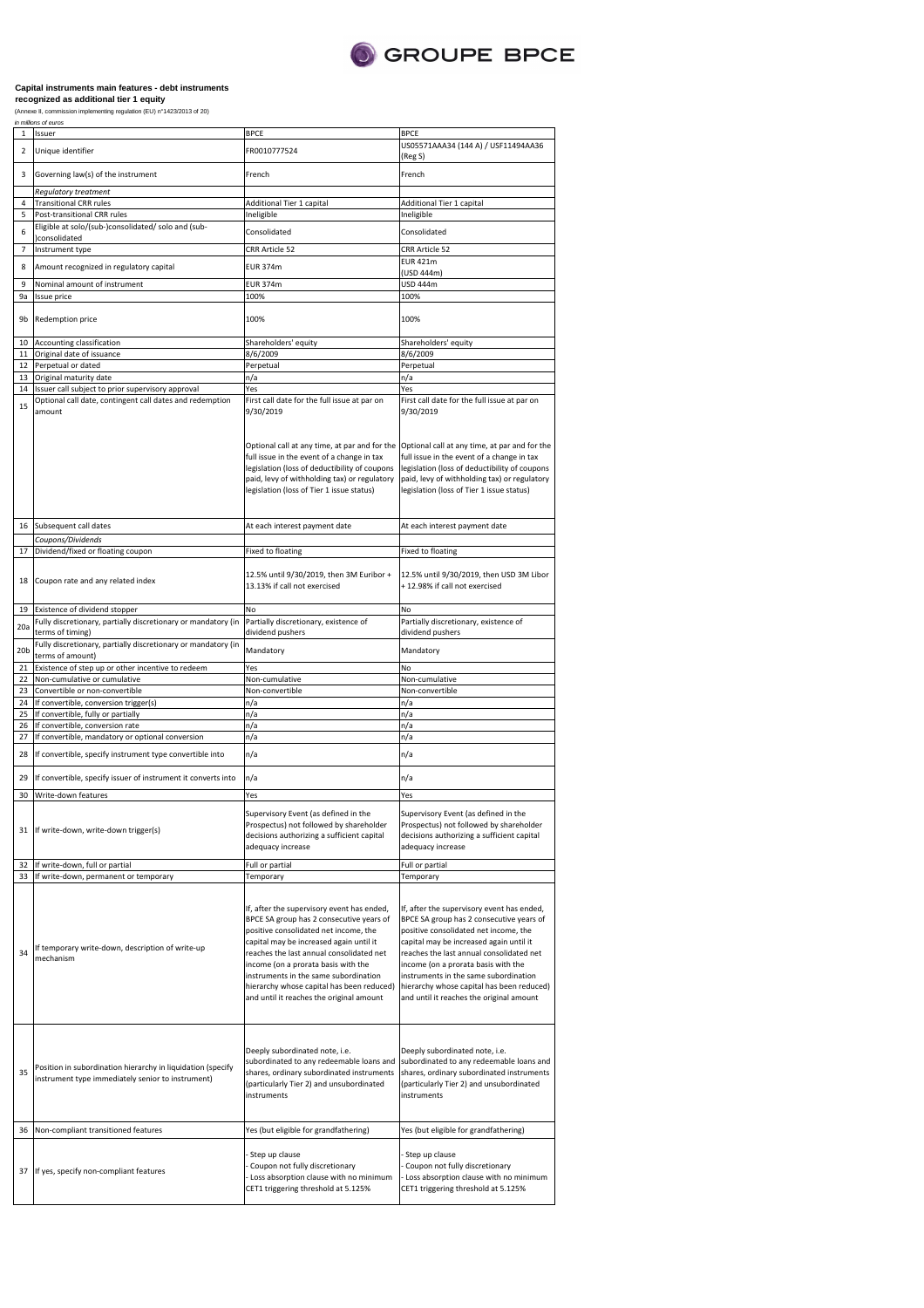**Capital instruments main features - debt instruments recognized as additional tier 1 equity**

(Annexe II, commission implementing regulation (EU) n°1423/2013 of 20)

*in millions of euros*

| | | | |
|---|---|---|---|
| 1 | Issuer | BPCE | BPCE |
| 2 | Unique identifier | FR0010777524 | US05571AAA34 (144 A) / USF11494AA36 (Reg S) |
| 3 | Governing law(s) of the instrument | French | French |
| | *Regulatory treatment* | | |
| 4 | Transitional CRR rules | Additional Tier 1 capital | Additional Tier 1 capital |
| 5 | Post-transitional CRR rules | Ineligible | Ineligible |
| 6 | Eligible at solo/(sub-)consolidated/ solo and (sub-)consolidated | Consolidated | Consolidated |
| 7 | Instrument type | CRR Article 52 | CRR Article 52 |
| 8 | Amount recognized in regulatory capital | EUR 374m | EUR 421m (USD 444m) |
| 9 | Nominal amount of instrument | EUR 374m | USD 444m |
| 9a | Issue price | 100% | 100% |
| 9b | Redemption price | 100% | 100% |
| 10 | Accounting classification | Shareholders' equity | Shareholders' equity |
| 11 | Original date of issuance | 8/6/2009 | 8/6/2009 |
| 12 | Perpetual or dated | Perpetual | Perpetual |
| 13 | Original maturity date | n/a | n/a |
| 14 | Issuer call subject to prior supervisory approval | Yes | Yes |
| 15 | Optional call date, contingent call dates and redemption amount | First call date for the full issue at par on 9/30/2019<br><br>Optional call at any time, at par and for the full issue in the event of a change in tax legislation (loss of deductibility of coupons paid, levy of withholding tax) or regulatory legislation (loss of Tier 1 issue status) | First call date for the full issue at par on 9/30/2019<br><br>Optional call at any time, at par and for the full issue in the event of a change in tax legislation (loss of deductibility of coupons paid, levy of withholding tax) or regulatory legislation (loss of Tier 1 issue status) |
| 16 | Subsequent call dates | At each interest payment date | At each interest payment date |
| | *Coupons/Dividends* | | |
| 17 | Dividend/fixed or floating coupon | Fixed to floating | Fixed to floating |
| 18 | Coupon rate and any related index | 12.5% until 9/30/2019, then 3M Euribor + 13.13% if call not exercised | 12.5% until 9/30/2019, then USD 3M Libor + 12.98% if call not exercised |
| 19 | Existence of dividend stopper | No | No |
| 20a | Fully discretionary, partially discretionary or mandatory (in terms of timing) | Partially discretionary, existence of dividend pushers | Partially discretionary, existence of dividend pushers |
| 20b | Fully discretionary, partially discretionary or mandatory (in terms of amount) | Mandatory | Mandatory |
| 21 | Existence of step up or other incentive to redeem | Yes | No |
| 22 | Non-cumulative or cumulative | Non-cumulative | Non-cumulative |
| 23 | Convertible or non-convertible | Non-convertible | Non-convertible |
| 24 | If convertible, conversion trigger(s) | n/a | n/a |
| 25 | If convertible, fully or partially | n/a | n/a |
| 26 | If convertible, conversion rate | n/a | n/a |
| 27 | If convertible, mandatory or optional conversion | n/a | n/a |
| 28 | If convertible, specify instrument type convertible into | n/a | n/a |
| 29 | If convertible, specify issuer of instrument it converts into | n/a | n/a |
| 30 | Write-down features | Yes | Yes |
| 31 | If write-down, write-down trigger(s) | Supervisory Event (as defined in the Prospectus) not followed by shareholder decisions authorizing a sufficient capital adequacy increase | Supervisory Event (as defined in the Prospectus) not followed by shareholder decisions authorizing a sufficient capital adequacy increase |
| 32 | If write-down, full or partial | Full or partial | Full or partial |
| 33 | If write-down, permanent or temporary | Temporary | Temporary |
| 34 | If temporary write-down, description of write-up mechanism | If, after the supervisory event has ended, BPCE SA group has 2 consecutive years of positive consolidated net income, the capital may be increased again until it reaches the last annual consolidated net income (on a prorata basis with the instruments in the same subordination hierarchy whose capital has been reduced) and until it reaches the original amount | If, after the supervisory event has ended, BPCE SA group has 2 consecutive years of positive consolidated net income, the capital may be increased again until it reaches the last annual consolidated net income (on a prorata basis with the instruments in the same subordination hierarchy whose capital has been reduced) and until it reaches the original amount |
| 35 | Position in subordination hierarchy in liquidation (specify instrument type immediately senior to instrument) | Deeply subordinated note, i.e. subordinated to any redeemable loans and shares, ordinary subordinated instruments (particularly Tier 2) and unsubordinated instruments | Deeply subordinated note, i.e. subordinated to any redeemable loans and shares, ordinary subordinated instruments (particularly Tier 2) and unsubordinated instruments |
| 36 | Non-compliant transitioned features | Yes (but eligible for grandfathering) | Yes (but eligible for grandfathering) |
| 37 | If yes, specify non-compliant features | - Step up clause<br>- Coupon not fully discretionary<br>- Loss absorption clause with no minimum CET1 triggering threshold at 5.125% | - Step up clause<br>- Coupon not fully discretionary<br>- Loss absorption clause with no minimum CET1 triggering threshold at 5.125% |